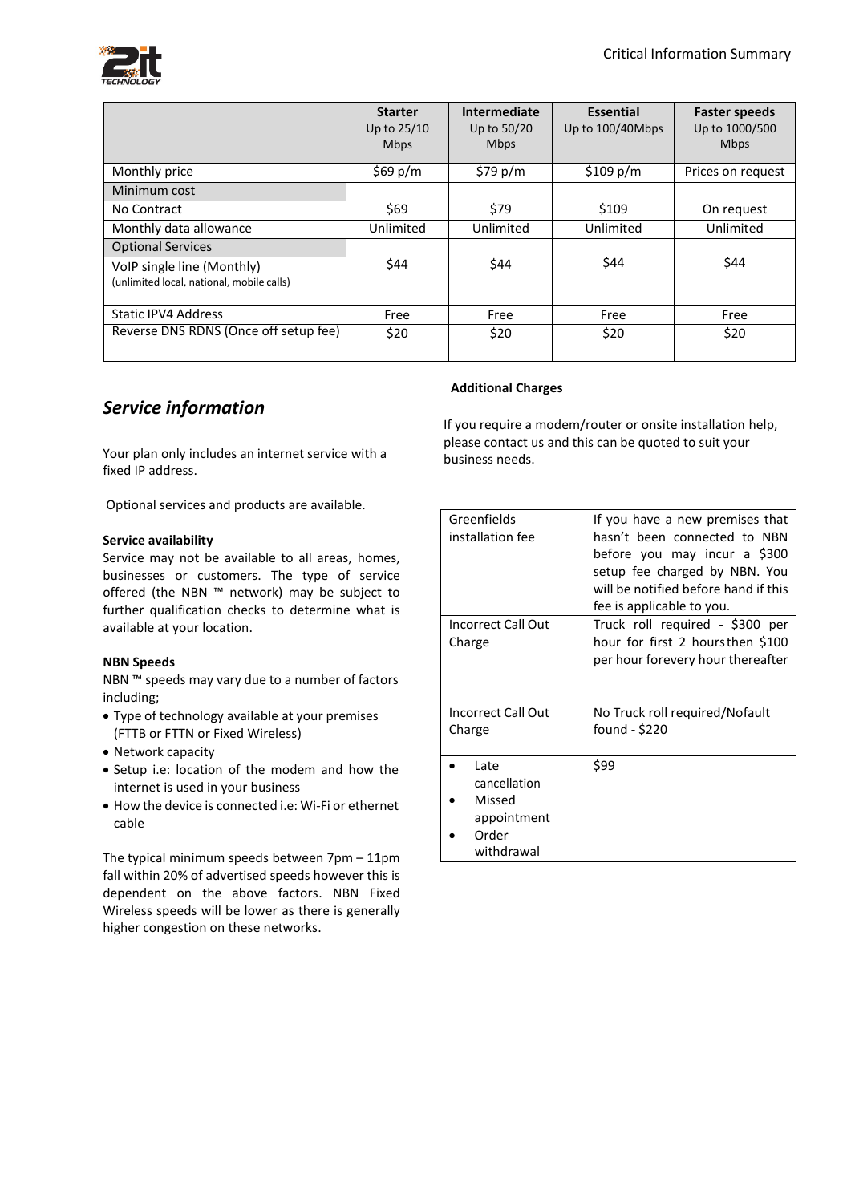Critical Information Summary

| | **Starter** Up to 25/10 Mbps | **Intermediate** Up to 50/20 Mbps | **Essential** Up to 100/40Mbps | **Faster speeds** Up to 1000/500 Mbps |
|---|---|---|---|---|
| Monthly price | $69 p/m | $79 p/m | $109 p/m | Prices on request |
| Minimum cost | | | | |
| No Contract | $69 | $79 | $109 | On request |
| Monthly data allowance | Unlimited | Unlimited | Unlimited | Unlimited |
| Optional Services | | | | |
| VoIP single line (Monthly) (unlimited local, national, mobile calls) | $44 | $44 | $44 | $44 |
| Static IPV4 Address | Free | Free | Free | Free |
| Reverse DNS RDNS (Once off setup fee) | $20 | $20 | $20 | $20 |

## *Service information*

Your plan only includes an internet service with a fixed IP address.

Optional services and products are available.

**Service availability**
Service may not be available to all areas, homes, businesses or customers. The type of service offered (the NBN ™ network) may be subject to further qualification checks to determine what is available at your location.

**NBN Speeds**
NBN ™ speeds may vary due to a number of factors including;

- Type of technology available at your premises (FTTB or FTTN or Fixed Wireless)
- Network capacity
- Setup i.e: location of the modem and how the internet is used in your business
- How the device is connected i.e: Wi-Fi or ethernet cable

The typical minimum speeds between 7pm – 11pm fall within 20% of advertised speeds however this is dependent on the above factors. NBN Fixed Wireless speeds will be lower as there is generally higher congestion on these networks.

**Additional Charges**

If you require a modem/router or onsite installation help, please contact us and this can be quoted to suit your business needs.

| | |
|---|---|
| Greenfields installation fee | If you have a new premises that hasn't been connected to NBN before you may incur a $300 setup fee charged by NBN. You will be notified before hand if this fee is applicable to you. |
| Incorrect Call Out Charge | Truck roll required - $300 per hour for first 2 hours then $100 per hour for every hour thereafter |
| Incorrect Call Out Charge | No Truck roll required/No fault found - $220 |
| • Late cancellation<br>• Missed appointment<br>• Order withdrawal | $99 |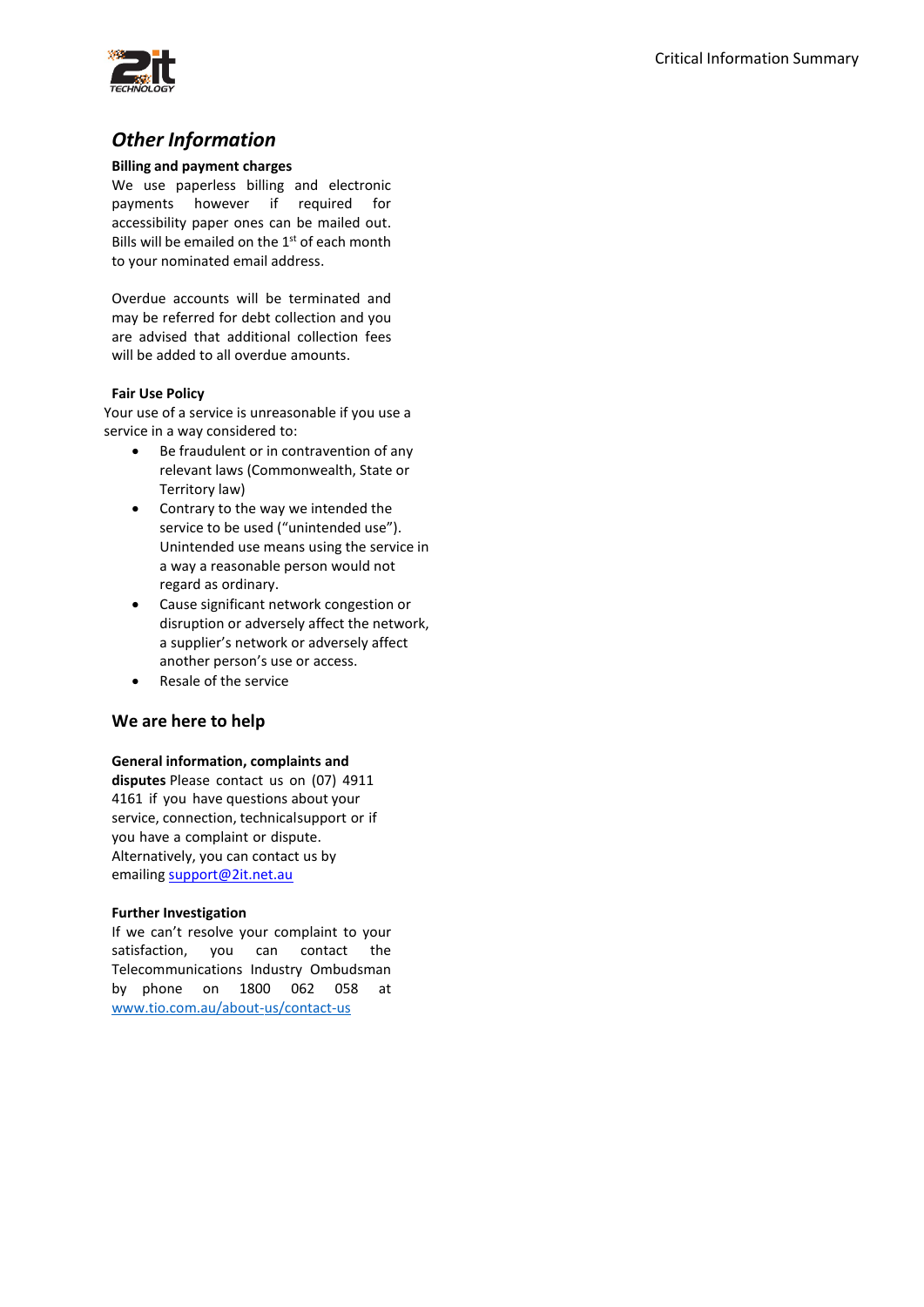## *Other Information*

**Billing and payment charges**

We use paperless billing and electronic payments however if required for accessibility paper ones can be mailed out. Bills will be emailed on the 1st of each month to your nominated email address.

Overdue accounts will be terminated and may be referred for debt collection and you are advised that additional collection fees will be added to all overdue amounts.

**Fair Use Policy**

Your use of a service is unreasonable if you use a service in a way considered to:

- Be fraudulent or in contravention of any relevant laws (Commonwealth, State or Territory law)
- Contrary to the way we intended the service to be used ("unintended use"). Unintended use means using the service in a way a reasonable person would not regard as ordinary.
- Cause significant network congestion or disruption or adversely affect the network, a supplier's network or adversely affect another person's use or access.
- Resale of the service

## We are here to help

**General information, complaints and disputes** Please contact us on (07) 4911 4161 if you have questions about your service, connection, technicalsupport or if you have a complaint or dispute. Alternatively, you can contact us by emailing [support@2it.net.au](mailto:support@2it.net.au)

**Further Investigation**

If we can't resolve your complaint to your satisfaction, you can contact the Telecommunications Industry Ombudsman by phone on 1800 062 058 at [www.tio.com.au/about-us/contact-us](http://www.tio.com.au/about-us/contact-us)